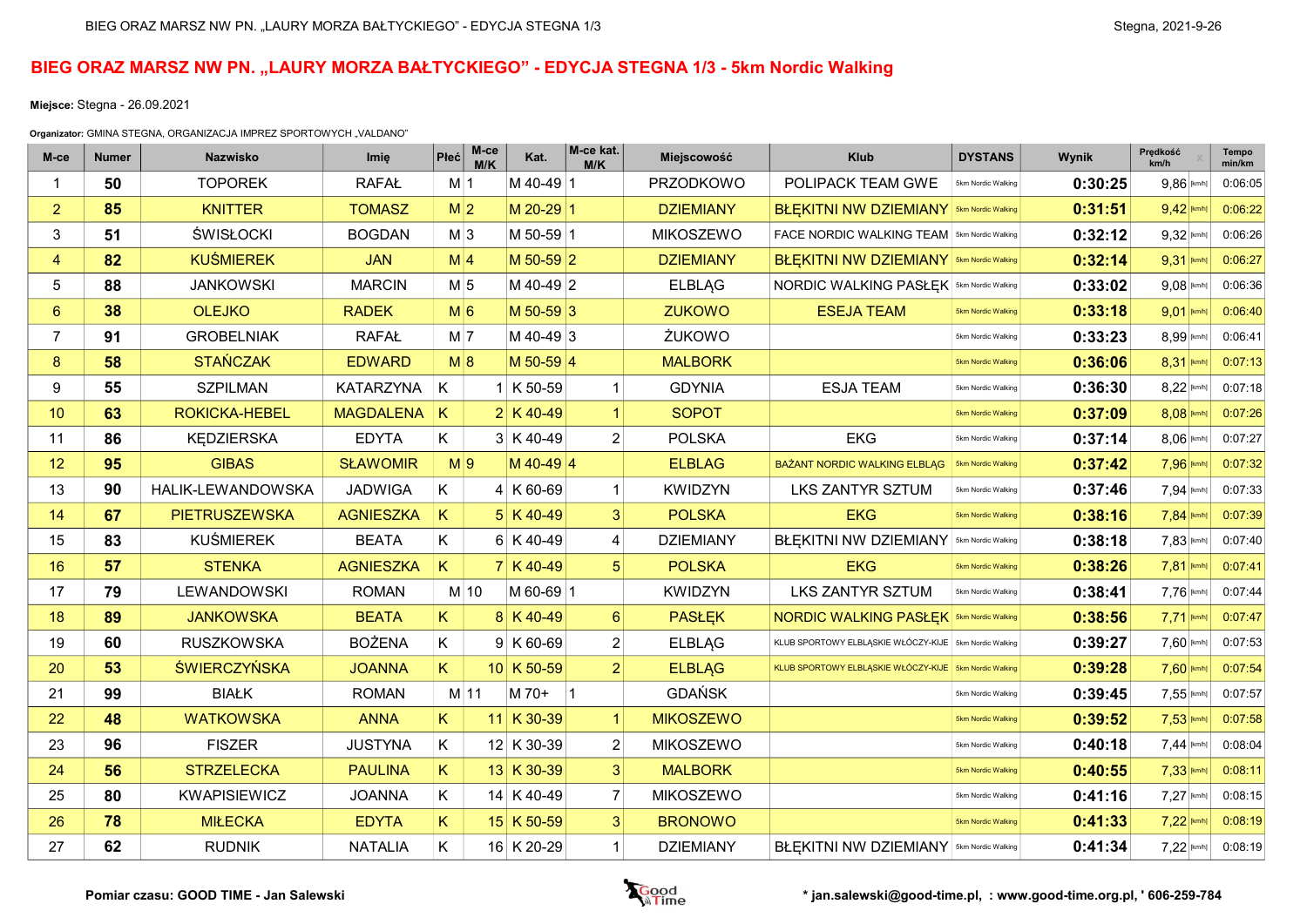# BIEG ORAZ MARSZ NW PN. „LAURY MORZA BAŁTYCKIEGO" - EDYCJA STEGNA 1/3 - 5km Nordic Walking

**Miejsce:** Stegna - 26.09.2021

**Organizator:** GMINA STEGNA, ORGANIZACJA IMPREZ SPORTOWYCH „VALDANO"

| M-ce | Numer | Nazwisko | Imię | Płeć | M-ce M/K | Kat. | M-ce kat. M/K | Miejscowość | Klub | DYSTANS | Wynik | Prędkość km/h | Tempo min/km |
|---|---|---|---|---|---|---|---|---|---|---|---|---|---|
| 1 | 50 | TOPOREK | RAFAŁ | M | 1 | M 40-49 | 1 | PRZODKOWO | POLIPACK TEAM GWE | 5km Nordic Walking | 0:30:25 | 9,86 [km/h] | 0:06:05 |
| 2 | 85 | KNITTER | TOMASZ | M | 2 | M 20-29 | 1 | DZIEMIANY | BŁĘKITNI NW DZIEMIANY | 5km Nordic Walking | 0:31:51 | 9,42 [km/h] | 0:06:22 |
| 3 | 51 | ŚWISŁOCKI | BOGDAN | M | 3 | M 50-59 | 1 | MIKOSZEWO | FACE NORDIC WALKING TEAM | 5km Nordic Walking | 0:32:12 | 9,32 [km/h] | 0:06:26 |
| 4 | 82 | KUŚMIEREK | JAN | M | 4 | M 50-59 | 2 | DZIEMIANY | BŁĘKITNI NW DZIEMIANY | 5km Nordic Walking | 0:32:14 | 9,31 [km/h] | 0:06:27 |
| 5 | 88 | JANKOWSKI | MARCIN | M | 5 | M 40-49 | 2 | ELBLĄG | NORDIC WALKING PASŁĘK | 5km Nordic Walking | 0:33:02 | 9,08 [km/h] | 0:06:36 |
| 6 | 38 | OLEJKO | RADEK | M | 6 | M 50-59 | 3 | ZUKOWO | ESEJA TEAM | 5km Nordic Walking | 0:33:18 | 9,01 [km/h] | 0:06:40 |
| 7 | 91 | GROBELNIAK | RAFAŁ | M | 7 | M 40-49 | 3 | ŻUKOWO | | 5km Nordic Walking | 0:33:23 | 8,99 [km/h] | 0:06:41 |
| 8 | 58 | STAŃCZAK | EDWARD | M | 8 | M 50-59 | 4 | MALBORK | | 5km Nordic Walking | 0:36:06 | 8,31 [km/h] | 0:07:13 |
| 9 | 55 | SZPILMAN | KATARZYNA | K | 1 | K 50-59 | 1 | GDYNIA | ESJA TEAM | 5km Nordic Walking | 0:36:30 | 8,22 [km/h] | 0:07:18 |
| 10 | 63 | ROKICKA-HEBEL | MAGDALENA | K | 2 | K 40-49 | 1 | SOPOT | | 5km Nordic Walking | 0:37:09 | 8,08 [km/h] | 0:07:26 |
| 11 | 86 | KĘDZIERSKA | EDYTA | K | 3 | K 40-49 | 2 | POLSKA | EKG | 5km Nordic Walking | 0:37:14 | 8,06 [km/h] | 0:07:27 |
| 12 | 95 | GIBAS | SŁAWOMIR | M | 9 | M 40-49 | 4 | ELBLAG | BAŻANT NORDIC WALKING ELBLĄG | 5km Nordic Walking | 0:37:42 | 7,96 [km/h] | 0:07:32 |
| 13 | 90 | HALIK-LEWANDOWSKA | JADWIGA | K | 4 | K 60-69 | 1 | KWIDZYN | LKS ZANTYR SZTUM | 5km Nordic Walking | 0:37:46 | 7,94 [km/h] | 0:07:33 |
| 14 | 67 | PIETRUSZEWSKA | AGNIESZKA | K | 5 | K 40-49 | 3 | POLSKA | EKG | 5km Nordic Walking | 0:38:16 | 7,84 [km/h] | 0:07:39 |
| 15 | 83 | KUŚMIEREK | BEATA | K | 6 | K 40-49 | 4 | DZIEMIANY | BŁĘKITNI NW DZIEMIANY | 5km Nordic Walking | 0:38:18 | 7,83 [km/h] | 0:07:40 |
| 16 | 57 | STENKA | AGNIESZKA | K | 7 | K 40-49 | 5 | POLSKA | EKG | 5km Nordic Walking | 0:38:26 | 7,81 [km/h] | 0:07:41 |
| 17 | 79 | LEWANDOWSKI | ROMAN | M | 10 | M 60-69 | 1 | KWIDZYN | LKS ZANTYR SZTUM | 5km Nordic Walking | 0:38:41 | 7,76 [km/h] | 0:07:44 |
| 18 | 89 | JANKOWSKA | BEATA | K | 8 | K 40-49 | 6 | PASŁĘK | NORDIC WALKING PASŁĘK | 5km Nordic Walking | 0:38:56 | 7,71 [km/h] | 0:07:47 |
| 19 | 60 | RUSZKOWSKA | BOŻENA | K | 9 | K 60-69 | 2 | ELBLĄG | KLUB SPORTOWY ELBLĄSKIE WŁÓCZY-KIJE | 5km Nordic Walking | 0:39:27 | 7,60 [km/h] | 0:07:53 |
| 20 | 53 | ŚWIERCZYŃSKA | JOANNA | K | 10 | K 50-59 | 2 | ELBLĄG | KLUB SPORTOWY ELBLĄSKIE WŁÓCZY-KIJE | 5km Nordic Walking | 0:39:28 | 7,60 [km/h] | 0:07:54 |
| 21 | 99 | BIAŁK | ROMAN | M | 11 | M 70+ | 1 | GDAŃSK | | 5km Nordic Walking | 0:39:45 | 7,55 [km/h] | 0:07:57 |
| 22 | 48 | WATKOWSKA | ANNA | K | 11 | K 30-39 | 1 | MIKOSZEWO | | 5km Nordic Walking | 0:39:52 | 7,53 [km/h] | 0:07:58 |
| 23 | 96 | FISZER | JUSTYNA | K | 12 | K 30-39 | 2 | MIKOSZEWO | | 5km Nordic Walking | 0:40:18 | 7,44 [km/h] | 0:08:04 |
| 24 | 56 | STRZELECKA | PAULINA | K | 13 | K 30-39 | 3 | MALBORK | | 5km Nordic Walking | 0:40:55 | 7,33 [km/h] | 0:08:11 |
| 25 | 80 | KWAPISIEWICZ | JOANNA | K | 14 | K 40-49 | 7 | MIKOSZEWO | | 5km Nordic Walking | 0:41:16 | 7,27 [km/h] | 0:08:15 |
| 26 | 78 | MIŁECKA | EDYTA | K | 15 | K 50-59 | 3 | BRONOWO | | 5km Nordic Walking | 0:41:33 | 7,22 [km/h] | 0:08:19 |
| 27 | 62 | RUDNIK | NATALIA | K | 16 | K 20-29 | 1 | DZIEMIANY | BŁĘKITNI NW DZIEMIANY | 5km Nordic Walking | 0:41:34 | 7,22 [km/h] | 0:08:19 |

**Pomiar czasu: GOOD TIME - Jan Salewski**

**\* jan.salewski@good-time.pl, : www.good-time.org.pl, ' 606-259-784**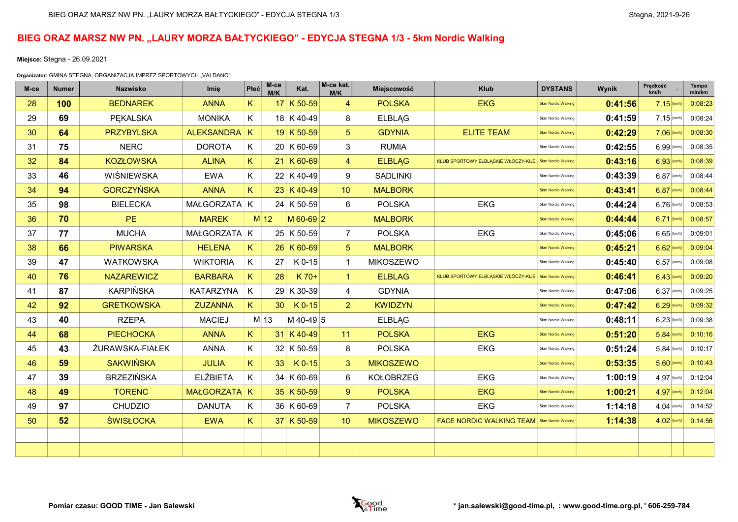# BIEG ORAZ MARSZ NW PN. „LAURY MORZA BAŁTYCKIEGO" - EDYCJA STEGNA 1/3 - 5km Nordic Walking

**Miejsce:** Stegna - 26.09.2021

**Organizator:** GMINA STEGNA, ORGANIZACJA IMPREZ SPORTOWYCH „VALDANO"

| M-ce | Numer | Nazwisko | Imię | Płeć | M-ce M/K | Kat. | M-ce kat. M/K | Miejscowość | Klub | DYSTANS | Wynik | Prędkość km/h | | Tempo min/km |
|---|---|---|---|---|---|---|---|---|---|---|---|---|---|---|
| 28 | 100 | BEDNAREK | ANNA | K | 17 | K 50-59 | 4 | POLSKA | EKG | 5km Nordic Walking | 0:41:56 | 7,15 [km/h] | | 0:08:23 |
| 29 | 69 | PĘKALSKA | MONIKA | K | 18 | K 40-49 | 8 | ELBLĄG | | 5km Nordic Walking | 0:41:59 | 7,15 [km/h] | | 0:08:24 |
| 30 | 64 | PRZYBYLSKA | ALEKSANDRA | K | 19 | K 50-59 | 5 | GDYNIA | ELITE TEAM | 5km Nordic Walking | 0:42:29 | 7,06 [km/h] | | 0:08:30 |
| 31 | 75 | NERC | DOROTA | K | 20 | K 60-69 | 3 | RUMIA | | 5km Nordic Walking | 0:42:55 | 6,99 [km/h] | | 0:08:35 |
| 32 | 84 | KOZŁOWSKA | ALINA | K | 21 | K 60-69 | 4 | ELBLĄG | KLUB SPORTOWY ELBLĄSKIE WŁÓCZY-KIJE | 5km Nordic Walking | 0:43:16 | 6,93 [km/h] | | 0:08:39 |
| 33 | 46 | WIŚNIEWSKA | EWA | K | 22 | K 40-49 | 9 | SADLINKI | | 5km Nordic Walking | 0:43:39 | 6,87 [km/h] | | 0:08:44 |
| 34 | 94 | GORCZYŃSKA | ANNA | K | 23 | K 40-49 | 10 | MALBORK | | 5km Nordic Walking | 0:43:41 | 6,87 [km/h] | | 0:08:44 |
| 35 | 98 | BIELECKA | MAŁGORZATA | K | 24 | K 50-59 | 6 | POLSKA | EKG | 5km Nordic Walking | 0:44:24 | 6,76 [km/h] | | 0:08:53 |
| 36 | 70 | PE | MAREK | M | 12 | M 60-69 | 2 | MALBORK | | 5km Nordic Walking | 0:44:44 | 6,71 [km/h] | | 0:08:57 |
| 37 | 77 | MUCHA | MAŁGORZATA | K | 25 | K 50-59 | 7 | POLSKA | EKG | 5km Nordic Walking | 0:45:06 | 6,65 [km/h] | | 0:09:01 |
| 38 | 66 | PIWARSKA | HELENA | K | 26 | K 60-69 | 5 | MALBORK | | 5km Nordic Walking | 0:45:21 | 6,62 [km/h] | | 0:09:04 |
| 39 | 47 | WATKOWSKA | WIKTORIA | K | 27 | K 0-15 | 1 | MIKOSZEWO | | 5km Nordic Walking | 0:45:40 | 6,57 [km/h] | | 0:09:08 |
| 40 | 76 | NAZAREWICZ | BARBARA | K | 28 | K 70+ | 1 | ELBLAG | KLUB SPORTOWY ELBLĄSKIE WŁÓCZY-KIJE | 5km Nordic Walking | 0:46:41 | 6,43 [km/h] | | 0:09:20 |
| 41 | 87 | KARPIŃSKA | KATARZYNA | K | 29 | K 30-39 | 4 | GDYNIA | | 5km Nordic Walking | 0:47:06 | 6,37 [km/h] | | 0:09:25 |
| 42 | 92 | GRETKOWSKA | ZUZANNA | K | 30 | K 0-15 | 2 | KWIDZYN | | 5km Nordic Walking | 0:47:42 | 6,29 [km/h] | | 0:09:32 |
| 43 | 40 | RZEPA | MACIEJ | M | 13 | M 40-49 | 5 | ELBLĄG | | 5km Nordic Walking | 0:48:11 | 6,23 [km/h] | | 0:09:38 |
| 44 | 68 | PIECHOCKA | ANNA | K | 31 | K 40-49 | 11 | POLSKA | EKG | 5km Nordic Walking | 0:51:20 | 5,84 [km/h] | | 0:10:16 |
| 45 | 43 | ŻURAWSKA-FIAŁEK | ANNA | K | 32 | K 50-59 | 8 | POLSKA | EKG | 5km Nordic Walking | 0:51:24 | 5,84 [km/h] | | 0:10:17 |
| 46 | 59 | SAKWIŃSKA | JULIA | K | 33 | K 0-15 | 3 | MIKOSZEWO | | 5km Nordic Walking | 0:53:35 | 5,60 [km/h] | | 0:10:43 |
| 47 | 39 | BRZEZIŃSKA | ELŻBIETA | K | 34 | K 60-69 | 6 | KOŁOBRZEG | EKG | 5km Nordic Walking | 1:00:19 | 4,97 [km/h] | | 0:12:04 |
| 48 | 49 | TORENC | MAŁGORZATA | K | 35 | K 50-59 | 9 | POLSKA | EKG | 5km Nordic Walking | 1:00:21 | 4,97 [km/h] | | 0:12:04 |
| 49 | 97 | CHUDZIO | DANUTA | K | 36 | K 60-69 | 7 | POLSKA | EKG | 5km Nordic Walking | 1:14:18 | 4,04 [km/h] | | 0:14:52 |
| 50 | 52 | ŚWISŁOCKA | EWA | K | 37 | K 50-59 | 10 | MIKOSZEWO | FACE NORDIC WALKING TEAM | 5km Nordic Walking | 1:14:38 | 4,02 [km/h] | | 0:14:56 |
| | | | | | | | | | | | | | | |
| | | | | | | | | | | | | | | |

**Pomiar czasu: GOOD TIME - Jan Salewski**

**\* jan.salewski@good-time.pl, : www.good-time.org.pl, ' 606-259-784**